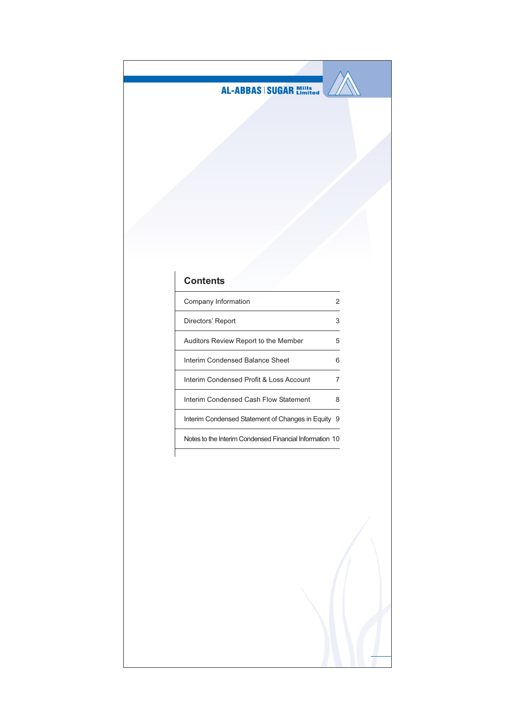AL-ABBAS | SUGAR Mills Limited

## Contents

| | |
|---|---|
| Company Information | 2 |
| Directors' Report | 3 |
| Auditors Review Report to the Member | 5 |
| Interim Condensed Balance Sheet | 6 |
| Interim Condensed Profit & Loss Account | 7 |
| Interim Condensed Cash Flow Statement | 8 |
| Interim Condensed Statement of Changes in Equity | 9 |
| Notes to the Interim Condensed Financial Information | 10 |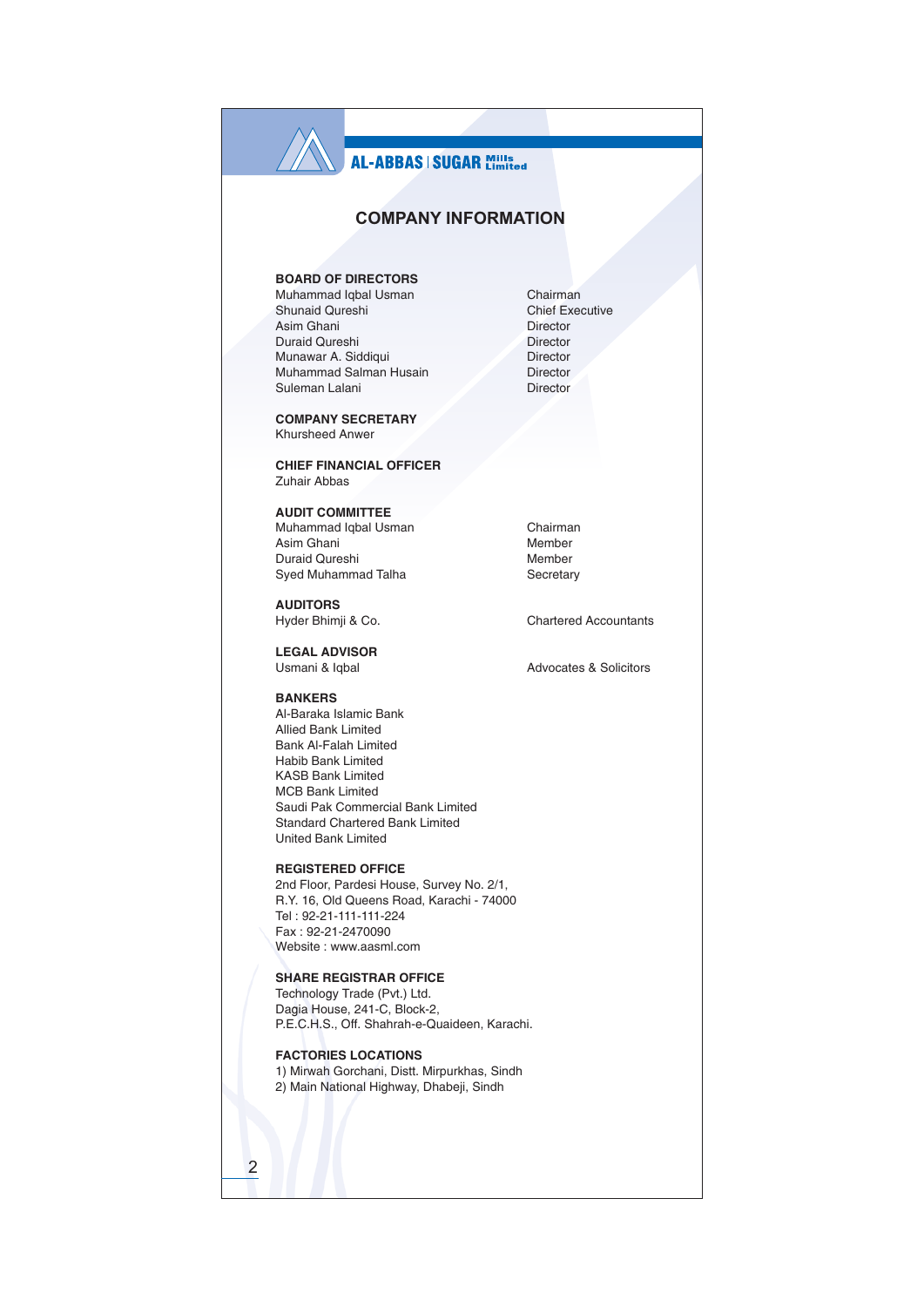# COMPANY INFORMATION

**BOARD OF DIRECTORS**

| | |
|---|---|
| Muhammad Iqbal Usman | Chairman |
| Shunaid Qureshi | Chief Executive |
| Asim Ghani | Director |
| Duraid Qureshi | Director |
| Munawar A. Siddiqui | Director |
| Muhammad Salman Husain | Director |
| Suleman Lalani | Director |

**COMPANY SECRETARY**
Khursheed Anwer

**CHIEF FINANCIAL OFFICER**
Zuhair Abbas

**AUDIT COMMITTEE**

| | |
|---|---|
| Muhammad Iqbal Usman | Chairman |
| Asim Ghani | Member |
| Duraid Qureshi | Member |
| Syed Muhammad Talha | Secretary |

**AUDITORS**
Hyder Bhimji & Co. — Chartered Accountants

**LEGAL ADVISOR**
Usmani & Iqbal — Advocates & Solicitors

**BANKERS**
Al-Baraka Islamic Bank
Allied Bank Limited
Bank Al-Falah Limited
Habib Bank Limited
KASB Bank Limited
MCB Bank Limited
Saudi Pak Commercial Bank Limited
Standard Chartered Bank Limited
United Bank Limited

**REGISTERED OFFICE**
2nd Floor, Pardesi House, Survey No. 2/1,
R.Y. 16, Old Queens Road, Karachi - 74000
Tel : 92-21-111-111-224
Fax : 92-21-2470090
Website : www.aasml.com

**SHARE REGISTRAR OFFICE**
Technology Trade (Pvt.) Ltd.
Dagia House, 241-C, Block-2,
P.E.C.H.S., Off. Shahrah-e-Quaideen, Karachi.

**FACTORIES LOCATIONS**
1) Mirwah Gorchani, Distt. Mirpurkhas, Sindh
2) Main National Highway, Dhabeji, Sindh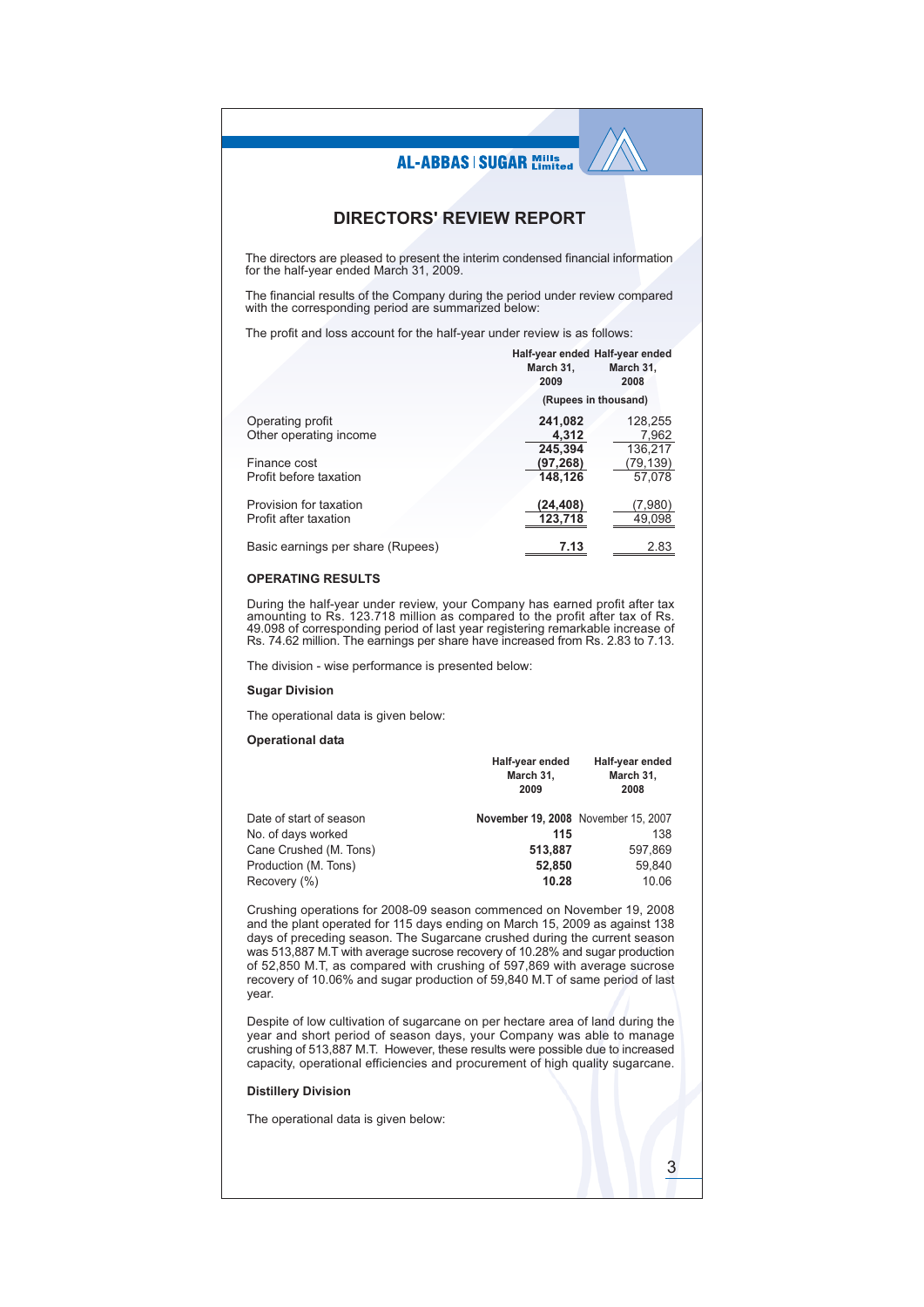AL-ABBAS | SUGAR Mills Limited

# DIRECTORS' REVIEW REPORT

The directors are pleased to present the interim condensed financial information for the half-year ended March 31, 2009.

The financial results of the Company during the period under review compared with the corresponding period are summarized below:

The profit and loss account for the half-year under review is as follows:

| | Half-year ended March 31, 2009 | Half-year ended March 31, 2008 |
|---|---|---|
| | (Rupees in thousand) | |
| Operating profit | **241,082** | 128,255 |
| Other operating income | **4,312** | 7,962 |
| | **245,394** | 136,217 |
| Finance cost | **(97,268)** | (79,139) |
| Profit before taxation | **148,126** | 57,078 |
| Provision for taxation | **(24,408)** | (7,980) |
| Profit after taxation | **123,718** | 49,098 |
| Basic earnings per share (Rupees) | **7.13** | 2.83 |

## OPERATING RESULTS

During the half-year under review, your Company has earned profit after tax amounting to Rs. 123.718 million as compared to the profit after tax of Rs. 49.098 of corresponding period of last year registering remarkable increase of Rs. 74.62 million. The earnings per share have increased from Rs. 2.83 to 7.13.

The division - wise performance is presented below:

### Sugar Division

The operational data is given below:

**Operational data**

| | Half-year ended March 31, 2009 | Half-year ended March 31, 2008 |
|---|---|---|
| Date of start of season | **November 19, 2008** | November 15, 2007 |
| No. of days worked | **115** | 138 |
| Cane Crushed (M. Tons) | **513,887** | 597,869 |
| Production (M. Tons) | **52,850** | 59,840 |
| Recovery (%) | **10.28** | 10.06 |

Crushing operations for 2008-09 season commenced on November 19, 2008 and the plant operated for 115 days ending on March 15, 2009 as against 138 days of preceding season. The Sugarcane crushed during the current season was 513,887 M.T with average sucrose recovery of 10.28% and sugar production of 52,850 M.T, as compared with crushing of 597,869 with average sucrose recovery of 10.06% and sugar production of 59,840 M.T of same period of last year.

Despite of low cultivation of sugarcane on per hectare area of land during the year and short period of season days, your Company was able to manage crushing of 513,887 M.T. However, these results were possible due to increased capacity, operational efficiencies and procurement of high quality sugarcane.

### Distillery Division

The operational data is given below: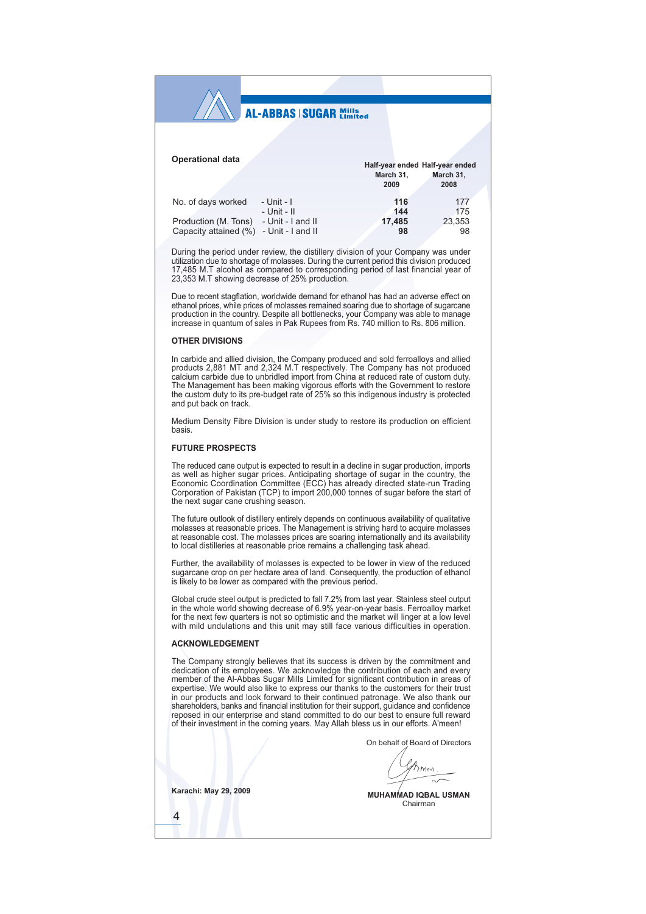**AL-ABBAS | SUGAR Mills Limited**

## Operational data

| | | Half-year ended March 31, 2009 | Half-year ended March 31, 2008 |
|---|---|---|---|
| No. of days worked | - Unit - I | **116** | 177 |
| | - Unit - II | **144** | 175 |
| Production (M. Tons) | - Unit - I and II | **17,485** | 23,353 |
| Capacity attained (%) | - Unit - I and II | **98** | 98 |

During the period under review, the distillery division of your Company was under utilization due to shortage of molasses. During the current period this division produced 17,485 M.T alcohol as compared to corresponding period of last financial year of 23,353 M.T showing decrease of 25% production.

Due to recent stagflation, worldwide demand for ethanol has had an adverse effect on ethanol prices, while prices of molasses remained soaring due to shortage of sugarcane production in the country. Despite all bottlenecks, your Company was able to manage increase in quantum of sales in Pak Rupees from Rs. 740 million to Rs. 806 million.

### OTHER DIVISIONS

In carbide and allied division, the Company produced and sold ferroalloys and allied products 2,881 MT and 2,324 M.T respectively. The Company has not produced calcium carbide due to unbridled import from China at reduced rate of custom duty. The Management has been making vigorous efforts with the Government to restore the custom duty to its pre-budget rate of 25% so this indigenous industry is protected and put back on track.

Medium Density Fibre Division is under study to restore its production on efficient basis.

### FUTURE PROSPECTS

The reduced cane output is expected to result in a decline in sugar production, imports as well as higher sugar prices. Anticipating shortage of sugar in the country, the Economic Coordination Committee (ECC) has already directed state-run Trading Corporation of Pakistan (TCP) to import 200,000 tonnes of sugar before the start of the next sugar cane crushing season.

The future outlook of distillery entirely depends on continuous availability of qualitative molasses at reasonable prices. The Management is striving hard to acquire molasses at reasonable cost. The molasses prices are soaring internationally and its availability to local distilleries at reasonable price remains a challenging task ahead.

Further, the availability of molasses is expected to be lower in view of the reduced sugarcane crop on per hectare area of land. Consequently, the production of ethanol is likely to be lower as compared with the previous period.

Global crude steel output is predicted to fall 7.2% from last year. Stainless steel output in the whole world showing decrease of 6.9% year-on-year basis. Ferroalloy market for the next few quarters is not so optimistic and the market will linger at a low level with mild undulations and this unit may still face various difficulties in operation.

### ACKNOWLEDGEMENT

The Company strongly believes that its success is driven by the commitment and dedication of its employees. We acknowledge the contribution of each and every member of the Al-Abbas Sugar Mills Limited for significant contribution in areas of expertise. We would also like to express our thanks to the customers for their trust in our products and look forward to their continued patronage. We also thank our shareholders, banks and financial institution for their support, guidance and confidence reposed in our enterprise and stand committed to do our best to ensure full reward of their investment in the coming years. May Allah bless us in our efforts. A'meen!

On behalf of Board of Directors

**MUHAMMAD IQBAL USMAN**
Chairman

**Karachi: May 29, 2009**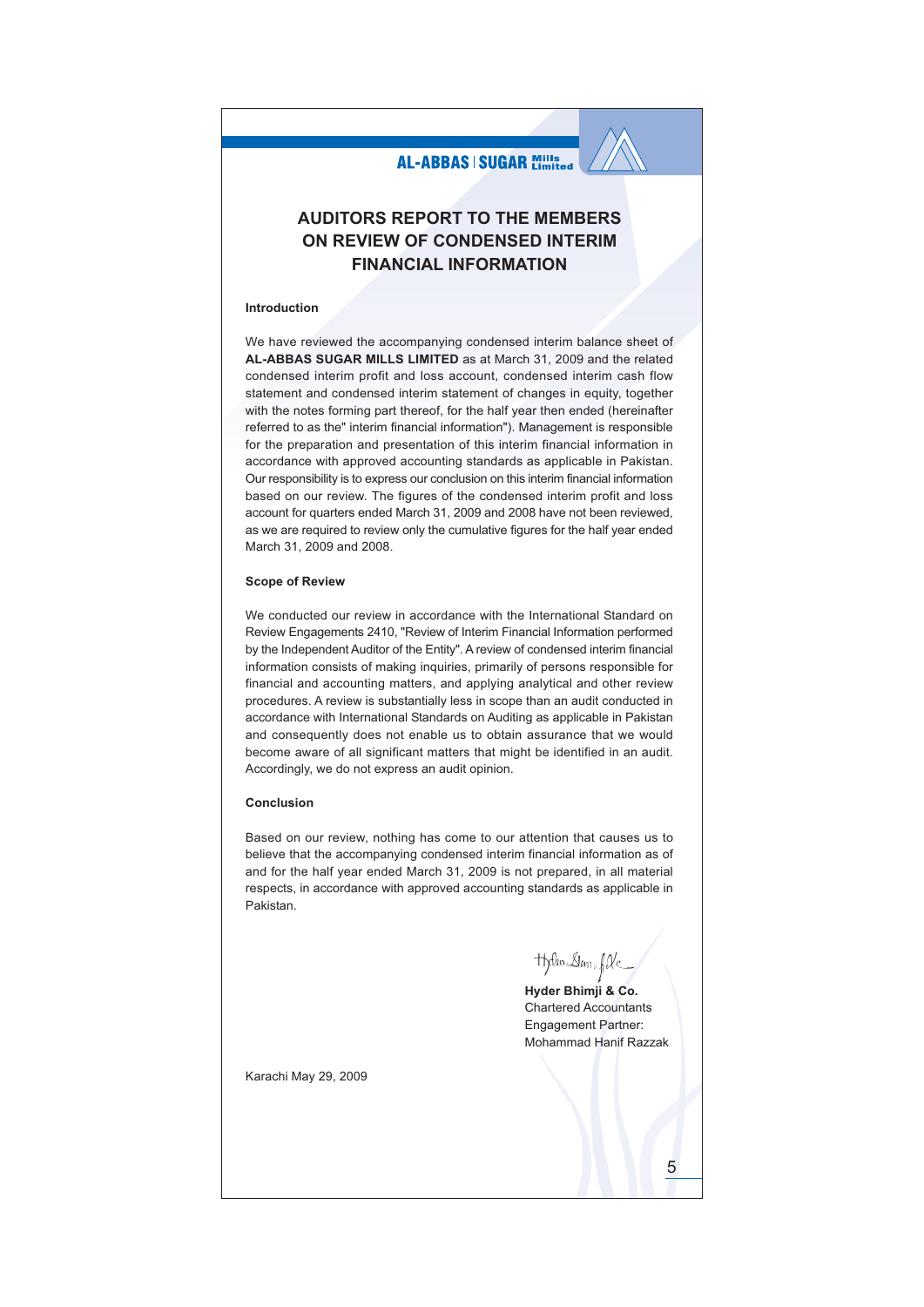# AUDITORS REPORT TO THE MEMBERS ON REVIEW OF CONDENSED INTERIM FINANCIAL INFORMATION

### Introduction

We have reviewed the accompanying condensed interim balance sheet of **AL-ABBAS SUGAR MILLS LIMITED** as at March 31, 2009 and the related condensed interim profit and loss account, condensed interim cash flow statement and condensed interim statement of changes in equity, together with the notes forming part thereof, for the half year then ended (hereinafter referred to as the" interim financial information"). Management is responsible for the preparation and presentation of this interim financial information in accordance with approved accounting standards as applicable in Pakistan. Our responsibility is to express our conclusion on this interim financial information based on our review. The figures of the condensed interim profit and loss account for quarters ended March 31, 2009 and 2008 have not been reviewed, as we are required to review only the cumulative figures for the half year ended March 31, 2009 and 2008.

### Scope of Review

We conducted our review in accordance with the International Standard on Review Engagements 2410, "Review of Interim Financial Information performed by the Independent Auditor of the Entity". A review of condensed interim financial information consists of making inquiries, primarily of persons responsible for financial and accounting matters, and applying analytical and other review procedures. A review is substantially less in scope than an audit conducted in accordance with International Standards on Auditing as applicable in Pakistan and consequently does not enable us to obtain assurance that we would become aware of all significant matters that might be identified in an audit. Accordingly, we do not express an audit opinion.

### Conclusion

Based on our review, nothing has come to our attention that causes us to believe that the accompanying condensed interim financial information as of and for the half year ended March 31, 2009 is not prepared, in all material respects, in accordance with approved accounting standards as applicable in Pakistan.

**Hyder Bhimji & Co.**
Chartered Accountants
Engagement Partner:
Mohammad Hanif Razzak

Karachi May 29, 2009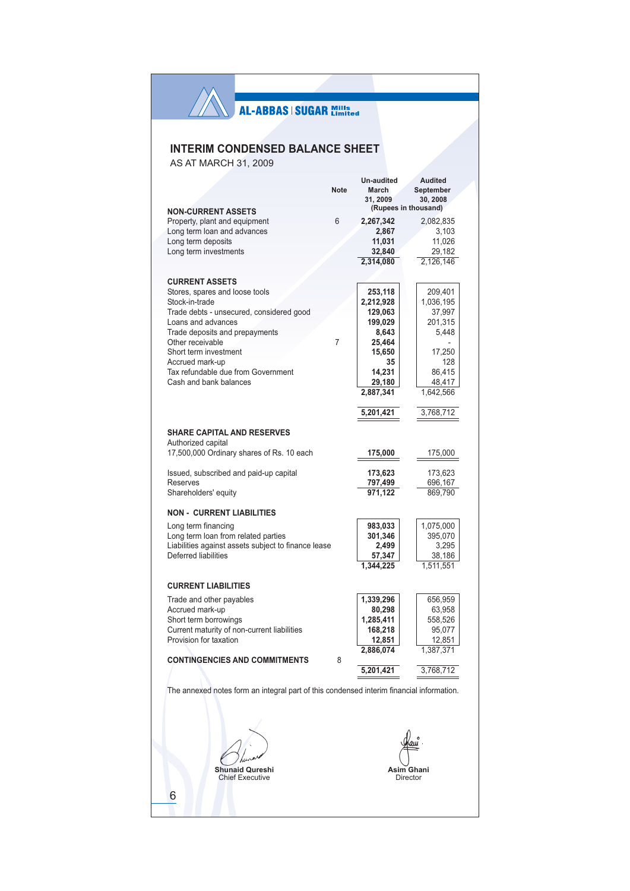AL-ABBAS | SUGAR Mills Limited

# INTERIM CONDENSED BALANCE SHEET

AS AT MARCH 31, 2009

| | Note | Un-audited March 31, 2009 | Audited September 30, 2008 |
|---|---|---|---|
| | | (Rupees in thousand) | |
| **NON-CURRENT ASSETS** | | | |
| Property, plant and equipment | 6 | **2,267,342** | 2,082,835 |
| Long term loan and advances | | **2,867** | 3,103 |
| Long term deposits | | **11,031** | 11,026 |
| Long term investments | | **32,840** | 29,182 |
| | | **2,314,080** | 2,126,146 |
| **CURRENT ASSETS** | | | |
| Stores, spares and loose tools | | **253,118** | 209,401 |
| Stock-in-trade | | **2,212,928** | 1,036,195 |
| Trade debts - unsecured, considered good | | **129,063** | 37,997 |
| Loans and advances | | **199,029** | 201,315 |
| Trade deposits and prepayments | | **8,643** | 5,448 |
| Other receivable | 7 | **25,464** | - |
| Short term investment | | **15,650** | 17,250 |
| Accrued mark-up | | **35** | 128 |
| Tax refundable due from Government | | **14,231** | 86,415 |
| Cash and bank balances | | **29,180** | 48,417 |
| | | **2,887,341** | 1,642,566 |
| | | **5,201,421** | 3,768,712 |
| **SHARE CAPITAL AND RESERVES** | | | |
| Authorized capital | | | |
| 17,500,000 Ordinary shares of Rs. 10 each | | **175,000** | 175,000 |
| Issued, subscribed and paid-up capital | | **173,623** | 173,623 |
| Reserves | | **797,499** | 696,167 |
| Shareholders' equity | | **971,122** | 869,790 |
| **NON - CURRENT LIABILITIES** | | | |
| Long term financing | | **983,033** | 1,075,000 |
| Long term loan from related parties | | **301,346** | 395,070 |
| Liabilities against assets subject to finance lease | | **2,499** | 3,295 |
| Deferred liabilities | | **57,347** | 38,186 |
| | | **1,344,225** | 1,511,551 |
| **CURRENT LIABILITIES** | | | |
| Trade and other payables | | **1,339,296** | 656,959 |
| Accrued mark-up | | **80,298** | 63,958 |
| Short term borrowings | | **1,285,411** | 558,526 |
| Current maturity of non-current liabilities | | **168,218** | 95,077 |
| Provision for taxation | | **12,851** | 12,851 |
| | | **2,886,074** | 1,387,371 |
| **CONTINGENCIES AND COMMITMENTS** | 8 | | |
| | | **5,201,421** | 3,768,712 |

The annexed notes form an integral part of this condensed interim financial information.

**Shunaid Qureshi**
Chief Executive

**Asim Ghani**
Director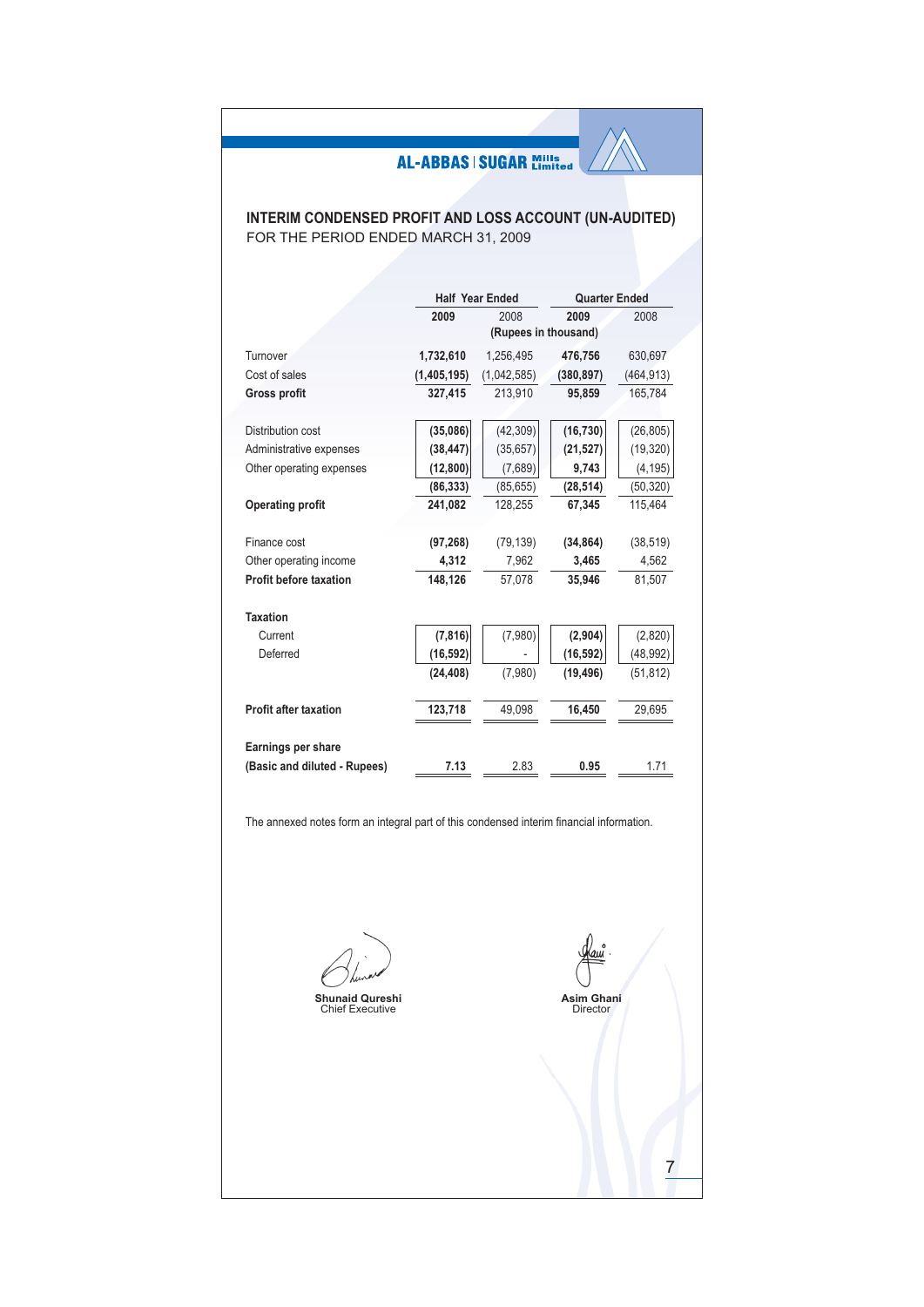AL-ABBAS | SUGAR Mills Limited

# INTERIM CONDENSED PROFIT AND LOSS ACCOUNT (UN-AUDITED)

FOR THE PERIOD ENDED MARCH 31, 2009

| | Half Year Ended | | Quarter Ended | |
|---|---|---|---|---|
| | **2009** | 2008 | **2009** | 2008 |
| | (Rupees in thousand) | | | |
| Turnover | **1,732,610** | 1,256,495 | **476,756** | 630,697 |
| Cost of sales | **(1,405,195)** | (1,042,585) | **(380,897)** | (464,913) |
| **Gross profit** | **327,415** | 213,910 | **95,859** | 165,784 |
| Distribution cost | **(35,086)** | (42,309) | **(16,730)** | (26,805) |
| Administrative expenses | **(38,447)** | (35,657) | **(21,527)** | (19,320) |
| Other operating expenses | **(12,800)** | (7,689) | **9,743** | (4,195) |
| | **(86,333)** | (85,655) | **(28,514)** | (50,320) |
| **Operating profit** | **241,082** | 128,255 | **67,345** | 115,464 |
| Finance cost | **(97,268)** | (79,139) | **(34,864)** | (38,519) |
| Other operating income | **4,312** | 7,962 | **3,465** | 4,562 |
| **Profit before taxation** | **148,126** | 57,078 | **35,946** | 81,507 |
| **Taxation** | | | | |
| Current | **(7,816)** | (7,980) | **(2,904)** | (2,820) |
| Deferred | **(16,592)** | - | **(16,592)** | (48,992) |
| | **(24,408)** | (7,980) | **(19,496)** | (51,812) |
| **Profit after taxation** | **123,718** | 49,098 | **16,450** | 29,695 |
| **Earnings per share** | | | | |
| **(Basic and diluted - Rupees)** | **7.13** | 2.83 | **0.95** | 1.71 |

The annexed notes form an integral part of this condensed interim financial information.

**Shunaid Qureshi**
Chief Executive

**Asim Ghani**
Director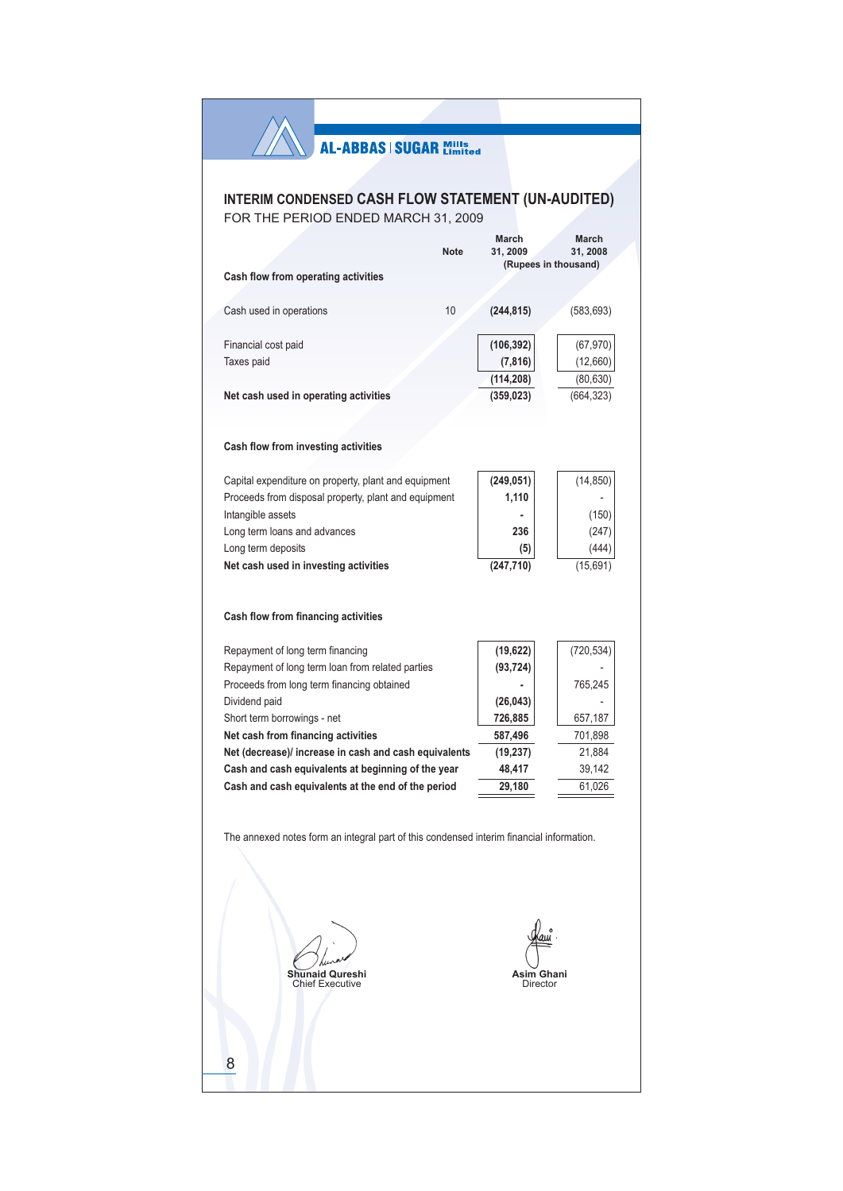AL-ABBAS | SUGAR Mills Limited

## INTERIM CONDENSED CASH FLOW STATEMENT (UN-AUDITED)

FOR THE PERIOD ENDED MARCH 31, 2009

| | Note | March 31, 2009 | March 31, 2008 |
|---|---|---|---|
| | | (Rupees in thousand) | |
| **Cash flow from operating activities** | | | |
| Cash used in operations | 10 | **(244,815)** | (583,693) |
| Financial cost paid | | **(106,392)** | (67,970) |
| Taxes paid | | **(7,816)** | (12,660) |
| | | **(114,208)** | (80,630) |
| **Net cash used in operating activities** | | **(359,023)** | (664,323) |
| **Cash flow from investing activities** | | | |
| Capital expenditure on property, plant and equipment | | **(249,051)** | (14,850) |
| Proceeds from disposal property, plant and equipment | | **1,110** | - |
| Intangible assets | | **-** | (150) |
| Long term loans and advances | | **236** | (247) |
| Long term deposits | | **(5)** | (444) |
| **Net cash used in investing activities** | | **(247,710)** | (15,691) |
| **Cash flow from financing activities** | | | |
| Repayment of long term financing | | **(19,622)** | (720,534) |
| Repayment of long term loan from related parties | | **(93,724)** | - |
| Proceeds from long term financing obtained | | **-** | 765,245 |
| Dividend paid | | **(26,043)** | - |
| Short term borrowings - net | | **726,885** | 657,187 |
| **Net cash from financing activities** | | **587,496** | 701,898 |
| **Net (decrease)/ increase in cash and cash equivalents** | | **(19,237)** | 21,884 |
| **Cash and cash equivalents at beginning of the year** | | **48,417** | 39,142 |
| **Cash and cash equivalents at the end of the period** | | **29,180** | 61,026 |

The annexed notes form an integral part of this condensed interim financial information.

**Shunaid Qureshi**
Chief Executive

**Asim Ghani**
Director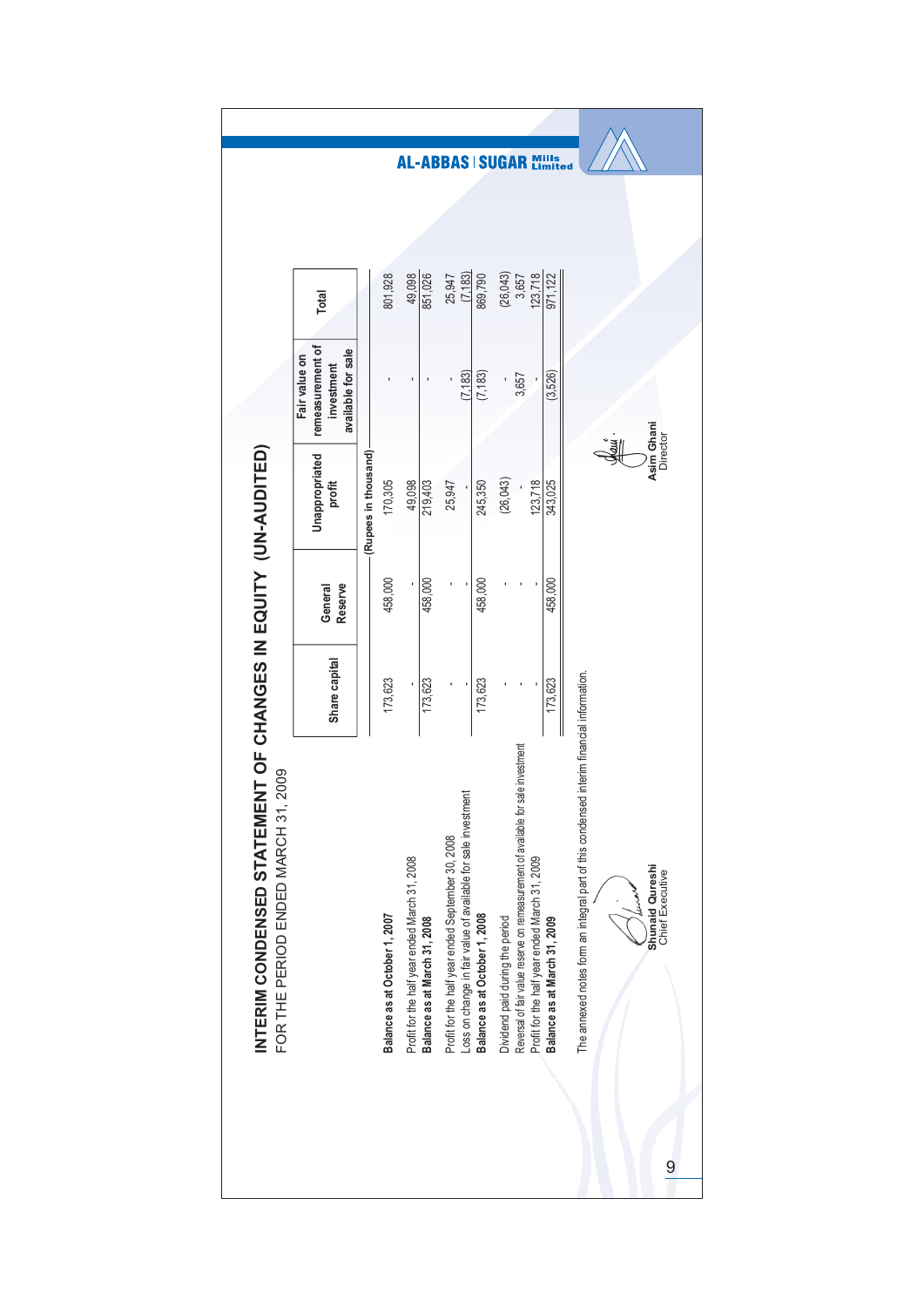# INTERIM CONDENSED STATEMENT OF CHANGES IN EQUITY (UN-AUDITED)

FOR THE PERIOD ENDED MARCH 31, 2009

| | Share capital | General Reserve | Unappropriated profit | Fair value on remeasurement of investment available for sale | Total |
|---|---|---|---|---|---|
| | (Rupees in thousand) | | | | |
| **Balance as at October 1, 2007** | 173,623 | 458,000 | 170,305 | - | 801,928 |
| Profit for the half year ended March 31, 2008 | - | - | 49,098 | - | 49,098 |
| **Balance as at March 31, 2008** | 173,623 | 458,000 | 219,403 | - | 851,026 |
| Profit for the half year ended September 30, 2008 | - | - | 25,947 | - | 25,947 |
| Loss on change in fair value of available for sale investment | - | - | - | (7,183) | (7,183) |
| **Balance as at October 1, 2008** | 173,623 | 458,000 | 245,350 | (7,183) | 869,790 |
| Dividend paid during the period | - | - | (26,043) | - | (26,043) |
| Reversal of fair value reserve on remeasurement of available for sale investment | - | - | - | 3,657 | 3,657 |
| Profit for the half year ended March 31, 2009 | - | - | 123,718 | - | 123,718 |
| **Balance as at March 31, 2009** | 173,623 | 458,000 | 343,025 | (3,526) | 971,122 |

The annexed notes form an integral part of this condensed interim financial information.

**Shunaid Qureshi**
Chief Executive

**Asim Ghani**
Director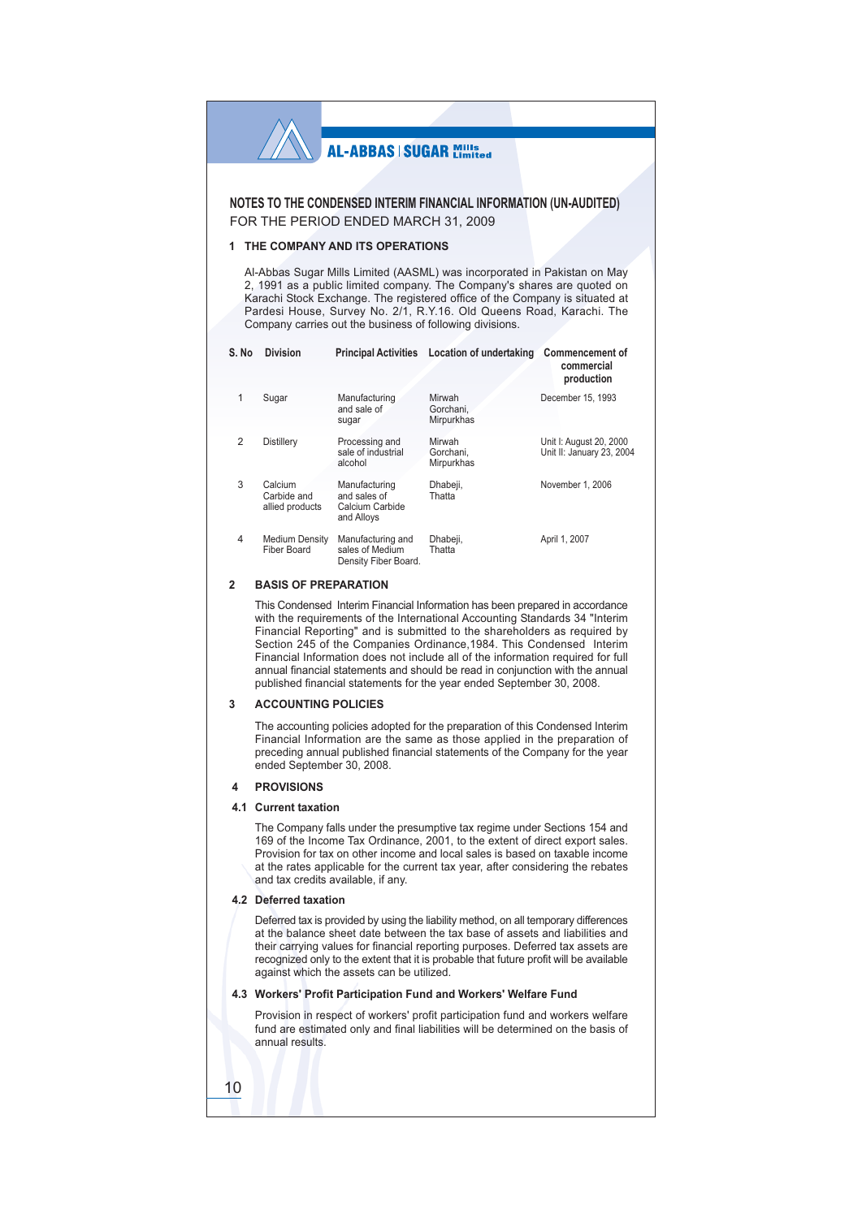## NOTES TO THE CONDENSED INTERIM FINANCIAL INFORMATION (UN-AUDITED)

FOR THE PERIOD ENDED MARCH 31, 2009

### 1 THE COMPANY AND ITS OPERATIONS

Al-Abbas Sugar Mills Limited (AASML) was incorporated in Pakistan on May 2, 1991 as a public limited company. The Company's shares are quoted on Karachi Stock Exchange. The registered office of the Company is situated at Pardesi House, Survey No. 2/1, R.Y.16. Old Queens Road, Karachi. The Company carries out the business of following divisions.

| S. No | Division | Principal Activities | Location of undertaking | Commencement of commercial production |
|---|---|---|---|---|
| 1 | Sugar | Manufacturing and sale of sugar | Mirwah Gorchani, Mirpurkhas | December 15, 1993 |
| 2 | Distillery | Processing and sale of industrial alcohol | Mirwah Gorchani, Mirpurkhas | Unit I: August 20, 2000<br>Unit II: January 23, 2004 |
| 3 | Calcium Carbide and allied products | Manufacturing and sales of Calcium Carbide and Alloys | Dhabeji, Thatta | November 1, 2006 |
| 4 | Medium Density Fiber Board | Manufacturing and sales of Medium Density Fiber Board. | Dhabeji, Thatta | April 1, 2007 |

### 2 BASIS OF PREPARATION

This Condensed Interim Financial Information has been prepared in accordance with the requirements of the International Accounting Standards 34 "Interim Financial Reporting" and is submitted to the shareholders as required by Section 245 of the Companies Ordinance,1984. This Condensed Interim Financial Information does not include all of the information required for full annual financial statements and should be read in conjunction with the annual published financial statements for the year ended September 30, 2008.

### 3 ACCOUNTING POLICIES

The accounting policies adopted for the preparation of this Condensed Interim Financial Information are the same as those applied in the preparation of preceding annual published financial statements of the Company for the year ended September 30, 2008.

### 4 PROVISIONS

#### 4.1 Current taxation

The Company falls under the presumptive tax regime under Sections 154 and 169 of the Income Tax Ordinance, 2001, to the extent of direct export sales. Provision for tax on other income and local sales is based on taxable income at the rates applicable for the current tax year, after considering the rebates and tax credits available, if any.

#### 4.2 Deferred taxation

Deferred tax is provided by using the liability method, on all temporary differences at the balance sheet date between the tax base of assets and liabilities and their carrying values for financial reporting purposes. Deferred tax assets are recognized only to the extent that it is probable that future profit will be available against which the assets can be utilized.

#### 4.3 Workers' Profit Participation Fund and Workers' Welfare Fund

Provision in respect of workers' profit participation fund and workers welfare fund are estimated only and final liabilities will be determined on the basis of annual results.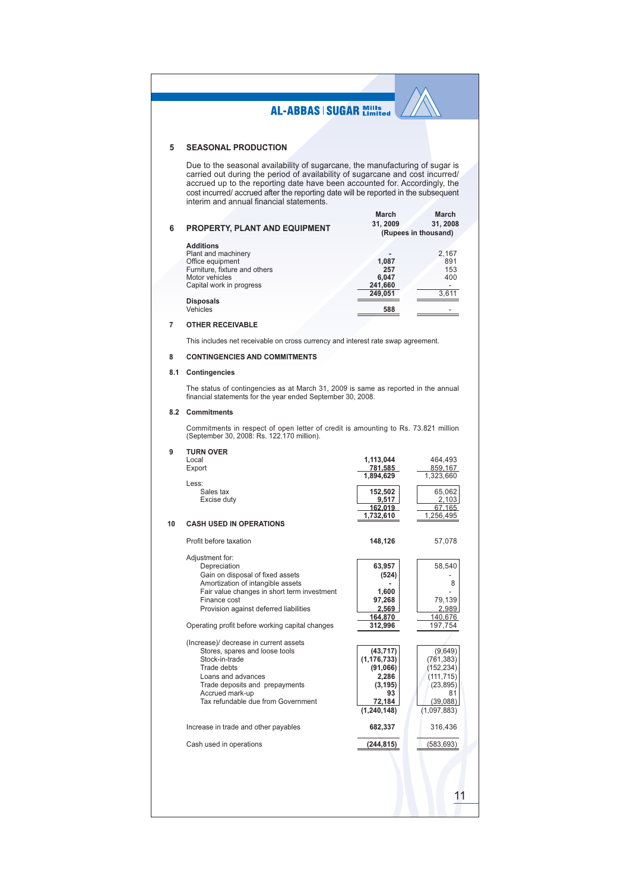## 5 SEASONAL PRODUCTION

Due to the seasonal availability of sugarcane, the manufacturing of sugar is carried out during the period of availability of sugarcane and cost incurred/ accrued up to the reporting date have been accounted for. Accordingly, the cost incurred/ accrued after the reporting date will be reported in the subsequent interim and annual financial statements.

## 6 PROPERTY, PLANT AND EQUIPMENT

| | March 31, 2009 | March 31, 2008 |
|---|---|---|
| | (Rupees in thousand) | |
| **Additions** | | |
| Plant and machinery | - | 2,167 |
| Office equipment | 1,087 | 891 |
| Furniture, fixture and others | 257 | 153 |
| Motor vehicles | 6,047 | 400 |
| Capital work in progress | 241,660 | - |
| | 249,051 | 3,611 |
| **Disposals** | | |
| Vehicles | 588 | - |

## 7 OTHER RECEIVABLE

This includes net receivable on cross currency and interest rate swap agreement.

## 8 CONTINGENCIES AND COMMITMENTS

### 8.1 Contingencies

The status of contingencies as at March 31, 2009 is same as reported in the annual financial statements for the year ended September 30, 2008.

### 8.2 Commitments

Commitments in respect of open letter of credit is amounting to Rs. 73.821 million (September 30, 2008: Rs. 122.170 million).

## 9 TURN OVER

| | March 31, 2009 | March 31, 2008 |
|---|---|---|
| Local | 1,113,044 | 464,493 |
| Export | 781,585 | 859,167 |
| | 1,894,629 | 1,323,660 |
| Less: | | |
| Sales tax | 152,502 | 65,062 |
| Excise duty | 9,517 | 2,103 |
| | 162,019 | 67,165 |
| | 1,732,610 | 1,256,495 |

## 10 CASH USED IN OPERATIONS

| | March 31, 2009 | March 31, 2008 |
|---|---|---|
| Profit before taxation | 148,126 | 57,078 |
| Adjustment for: | | |
| Depreciation | 63,957 | 58,540 |
| Gain on disposal of fixed assets | (524) | - |
| Amortization of intangible assets | - | 8 |
| Fair value changes in short term investment | 1,600 | - |
| Finance cost | 97,268 | 79,139 |
| Provision against deferred liabilities | 2,569 | 2,989 |
| | 164,870 | 140,676 |
| Operating profit before working capital changes | 312,996 | 197,754 |
| (Increase)/ decrease in current assets | | |
| Stores, spares and loose tools | (43,717) | (9,649) |
| Stock-in-trade | (1,176,733) | (761,383) |
| Trade debts | (91,066) | (152,234) |
| Loans and advances | 2,286 | (111,715) |
| Trade deposits and prepayments | (3,195) | (23,895) |
| Accrued mark-up | 93 | 81 |
| Tax refundable due from Government | 72,184 | (39,088) |
| | (1,240,148) | (1,097,883) |
| Increase in trade and other payables | 682,337 | 316,436 |
| Cash used in operations | (244,815) | (583,693) |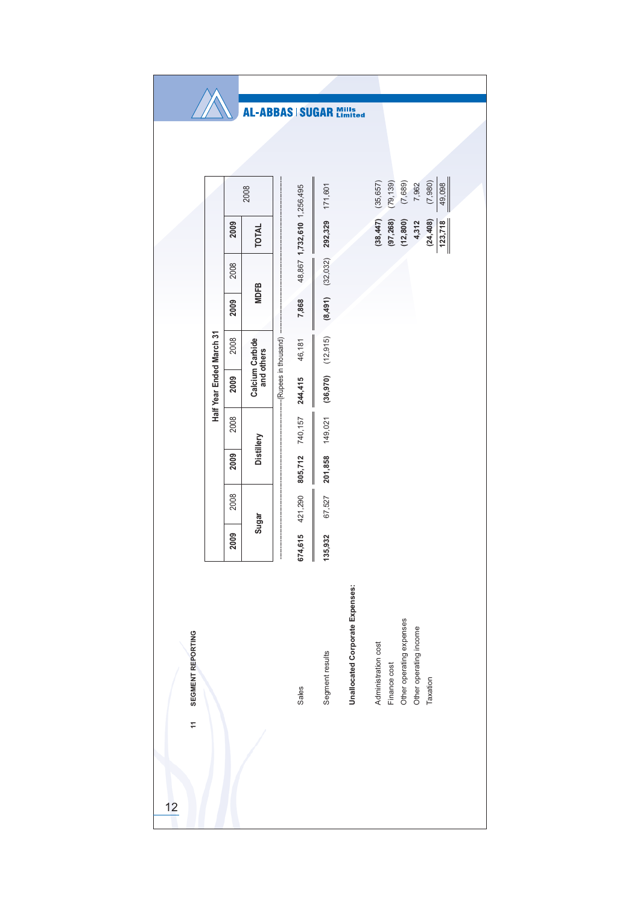## 11 SEGMENT REPORTING

| | Half Year Ended March 31 | | | | | | | | | |
|---|---|---|---|---|---|---|---|---|---|---|
| | Sugar | | Distillery | | Calcium Carbide and others | | MDFB | | TOTAL | |
| | **2009** | 2008 | **2009** | 2008 | **2009** | 2008 | **2009** | 2008 | **2009** | 2008 |
| | (Rupees in thousand) | | | | | | | | | |
| Sales | **674,615** | 421,290 | **805,712** | 740,157 | **244,415** | 46,181 | **7,868** | 48,867 | **1,732,610** | 1,256,495 |
| Segment results | **135,932** | 67,527 | **201,858** | 149,021 | **(36,970)** | (12,915) | **(8,491)** | (32,032) | **292,329** | 171,601 |
| **Unallocated Corporate Expenses:** | | | | | | | | | | |
| Administration cost | | | | | | | | | **(38,447)** | (35,657) |
| Finance cost | | | | | | | | | **(97,268)** | (79,139) |
| Other operating expenses | | | | | | | | | **(12,800)** | (7,689) |
| Other operating income | | | | | | | | | **4,312** | 7,962 |
| Taxation | | | | | | | | | **(24,408)** | (7,980) |
| | | | | | | | | | **123,718** | 49,098 |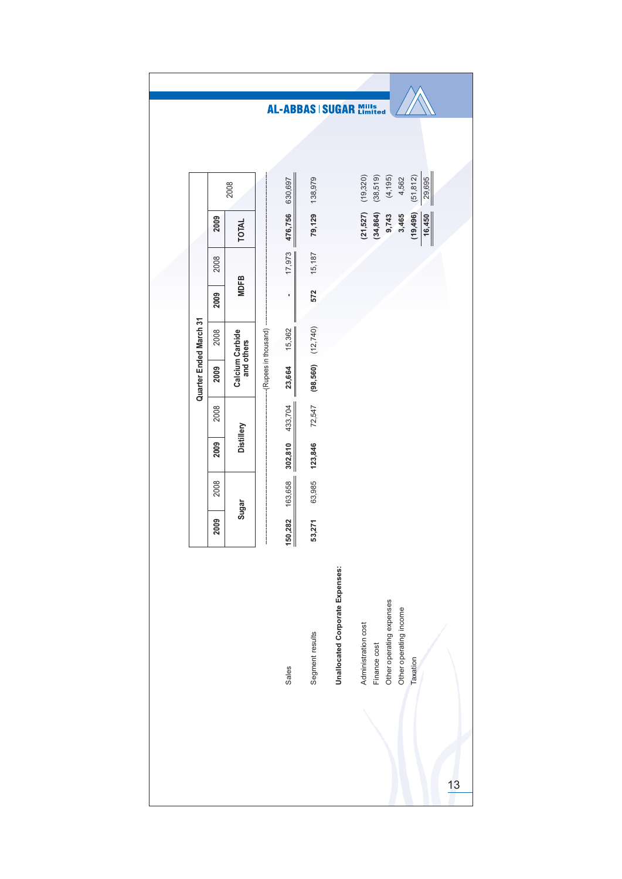| | Quarter Ended March 31 | | | | | | | | | |
|---|---|---|---|---|---|---|---|---|---|---|
| | 2009 | 2008 | 2009 | 2008 | 2009 | 2008 | 2009 | 2008 | 2009 | 2008 |
| | Sugar | | Distillery | | Calcium Carbide and others | | MDFB | | TOTAL | |
| | (Rupees in thousand) | | | | | | | | | |
| Sales | **150,282** | 163,658 | **302,810** | 433,704 | **23,664** | 15,362 | **-** | 17,973 | **476,756** | 630,697 |
| Segment results | **53,271** | 63,985 | **123,846** | 72,547 | **(98,560)** | (12,740) | **572** | 15,187 | **79,129** | 138,979 |
| **Unallocated Corporate Expenses:** | | | | | | | | | | |
| Administration cost | | | | | | | | | **(21,527)** | (19,320) |
| Finance cost | | | | | | | | | **(34,864)** | (38,519) |
| Other operating expenses | | | | | | | | | **9,743** | (4,195) |
| Other operating income | | | | | | | | | **3,465** | 4,562 |
| Taxation | | | | | | | | | **(19,496)** | (51,812) |
| | | | | | | | | | **16,450** | 29,695 |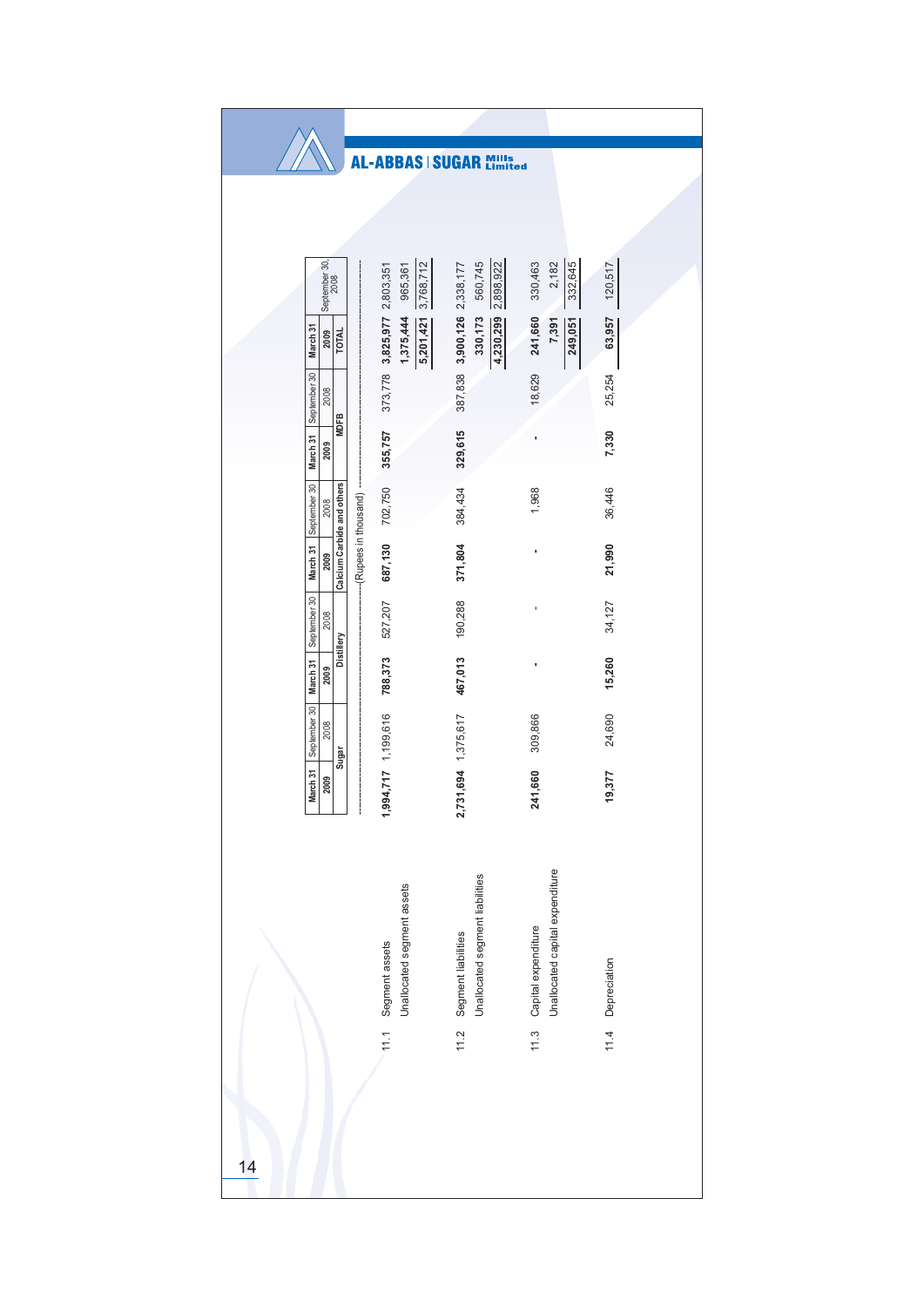| | | Sugar | | Distillery | | Calcium Carbide and others | | MDFB | | TOTAL | |
|---|---|---|---|---|---|---|---|---|---|---|---|
| | | March 31 2009 | September 30 2008 | March 31 2009 | September 30 2008 | March 31 2009 | September 30 2008 | March 31 2009 | September 30 2008 | March 31 2009 | September 30, 2008 |
| | | (Rupees in thousand) | | | | | | | | | |
| 11.1 | Segment assets | **1,994,717** | 1,199,616 | **788,373** | 527,207 | **687,130** | 702,750 | **355,757** | 373,778 | **3,825,977** | 2,803,351 |
| | Unallocated segment assets | | | | | | | | | **1,375,444** | 965,361 |
| | | | | | | | | | | **5,201,421** | 3,768,712 |
| 11.2 | Segment liabilities | **2,731,694** | 1,375,617 | **467,013** | 190,288 | **371,804** | 384,434 | **329,615** | 387,838 | **3,900,126** | 2,338,177 |
| | Unallocated segment liabilities | | | | | | | | | **330,173** | 560,745 |
| | | | | | | | | | | **4,230,299** | 2,898,922 |
| 11.3 | Capital expenditure | **241,660** | 309,866 | **-** | - | **-** | 1,968 | **-** | 18,629 | **241,660** | 330,463 |
| | Unallocated capital expenditure | | | | | | | | | **7,391** | 2,182 |
| | | | | | | | | | | **249,051** | 332,645 |
| 11.4 | Depreciation | **19,377** | 24,690 | **15,260** | 34,127 | **21,990** | 36,446 | **7,330** | 25,254 | **63,957** | 120,517 |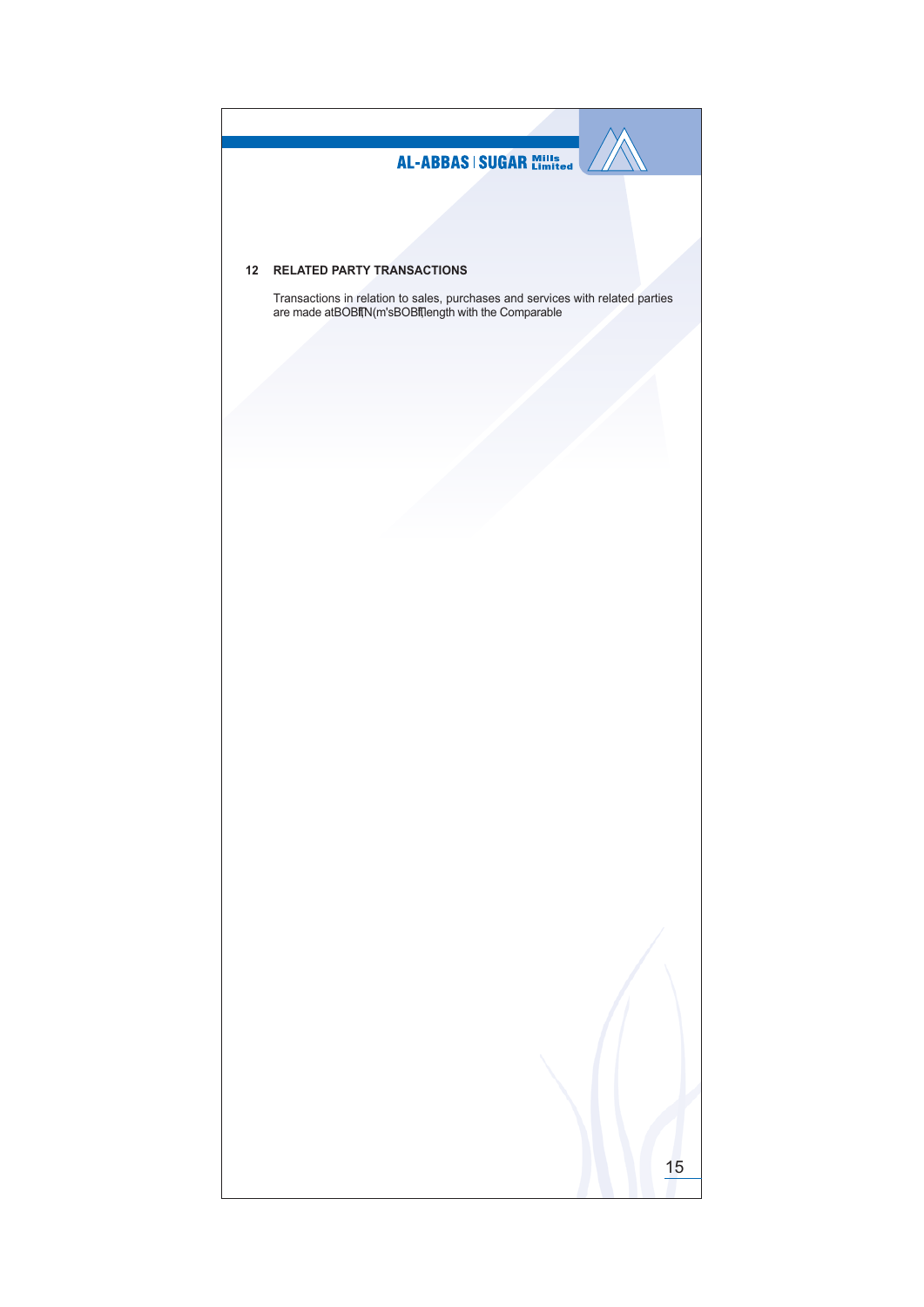## 12 RELATED PARTY TRANSACTIONS

Transactions in relation to sales, purchases and services with related parties are made atBOBfTN(m'sBOBfTlength with the Comparable